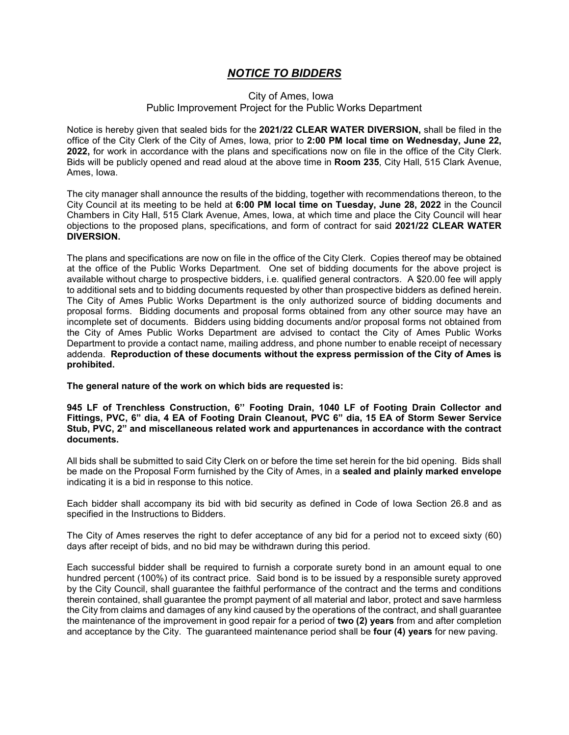# ***NOTICE TO BIDDERS***

City of Ames, Iowa
Public Improvement Project for the Public Works Department

Notice is hereby given that sealed bids for the **2021/22 CLEAR WATER DIVERSION,** shall be filed in the office of the City Clerk of the City of Ames, Iowa, prior to **2:00 PM local time on Wednesday, June 22, 2022,** for work in accordance with the plans and specifications now on file in the office of the City Clerk. Bids will be publicly opened and read aloud at the above time in **Room 235**, City Hall, 515 Clark Avenue, Ames, Iowa.

The city manager shall announce the results of the bidding, together with recommendations thereon, to the City Council at its meeting to be held at **6:00 PM local time on Tuesday, June 28, 2022** in the Council Chambers in City Hall, 515 Clark Avenue, Ames, Iowa, at which time and place the City Council will hear objections to the proposed plans, specifications, and form of contract for said **2021/22 CLEAR WATER DIVERSION.**

The plans and specifications are now on file in the office of the City Clerk. Copies thereof may be obtained at the office of the Public Works Department. One set of bidding documents for the above project is available without charge to prospective bidders, i.e. qualified general contractors. A $20.00 fee will apply to additional sets and to bidding documents requested by other than prospective bidders as defined herein. The City of Ames Public Works Department is the only authorized source of bidding documents and proposal forms. Bidding documents and proposal forms obtained from any other source may have an incomplete set of documents. Bidders using bidding documents and/or proposal forms not obtained from the City of Ames Public Works Department are advised to contact the City of Ames Public Works Department to provide a contact name, mailing address, and phone number to enable receipt of necessary addenda. **Reproduction of these documents without the express permission of the City of Ames is prohibited.**

**The general nature of the work on which bids are requested is:**

**945 LF of Trenchless Construction, 6'' Footing Drain, 1040 LF of Footing Drain Collector and Fittings, PVC, 6" dia, 4 EA of Footing Drain Cleanout, PVC 6" dia, 15 EA of Storm Sewer Service Stub, PVC, 2" and miscellaneous related work and appurtenances in accordance with the contract documents.**

All bids shall be submitted to said City Clerk on or before the time set herein for the bid opening. Bids shall be made on the Proposal Form furnished by the City of Ames, in a **sealed and plainly marked envelope** indicating it is a bid in response to this notice.

Each bidder shall accompany its bid with bid security as defined in Code of Iowa Section 26.8 and as specified in the Instructions to Bidders.

The City of Ames reserves the right to defer acceptance of any bid for a period not to exceed sixty (60) days after receipt of bids, and no bid may be withdrawn during this period.

Each successful bidder shall be required to furnish a corporate surety bond in an amount equal to one hundred percent (100%) of its contract price. Said bond is to be issued by a responsible surety approved by the City Council, shall guarantee the faithful performance of the contract and the terms and conditions therein contained, shall guarantee the prompt payment of all material and labor, protect and save harmless the City from claims and damages of any kind caused by the operations of the contract, and shall guarantee the maintenance of the improvement in good repair for a period of **two (2) years** from and after completion and acceptance by the City. The guaranteed maintenance period shall be **four (4) years** for new paving.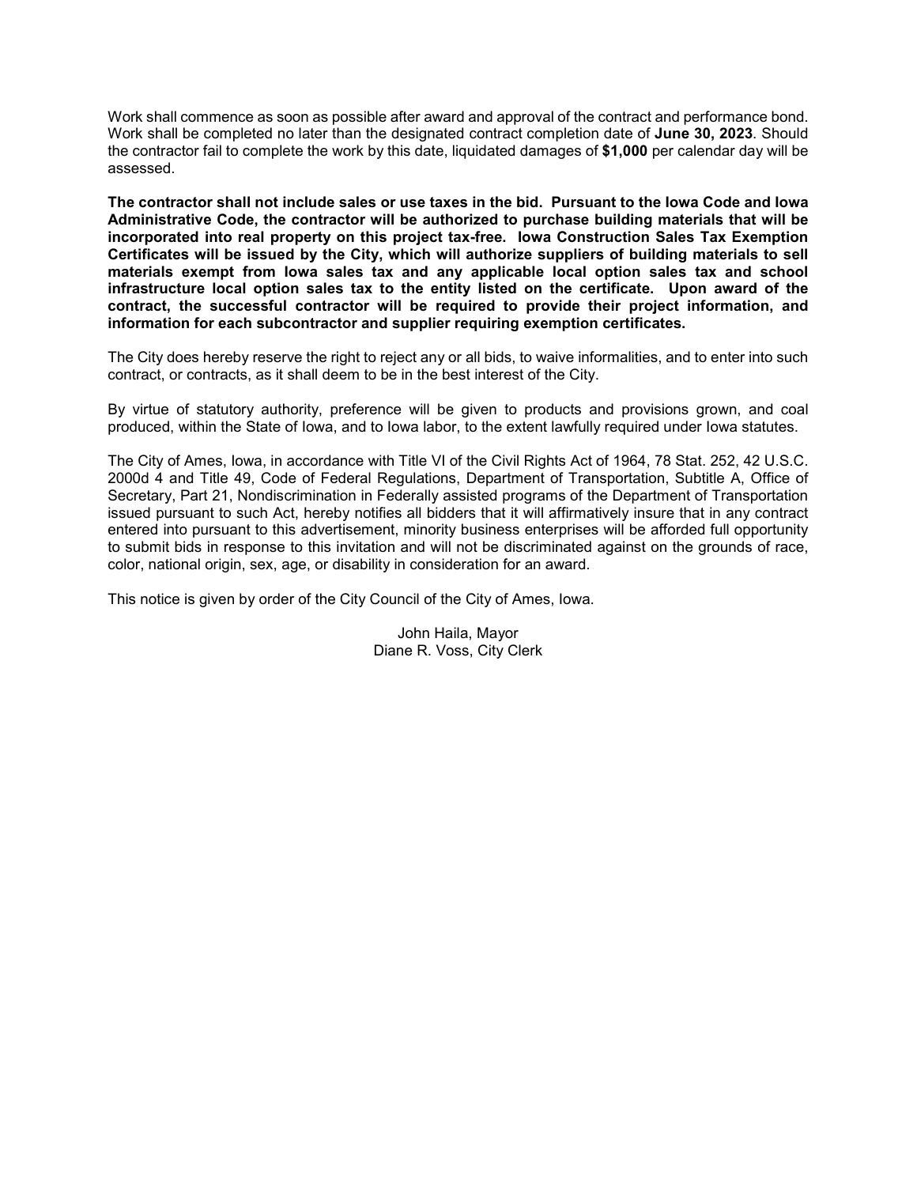Work shall commence as soon as possible after award and approval of the contract and performance bond. Work shall be completed no later than the designated contract completion date of **June 30, 2023**. Should the contractor fail to complete the work by this date, liquidated damages of **$1,000** per calendar day will be assessed.

**The contractor shall not include sales or use taxes in the bid. Pursuant to the Iowa Code and Iowa Administrative Code, the contractor will be authorized to purchase building materials that will be incorporated into real property on this project tax-free. Iowa Construction Sales Tax Exemption Certificates will be issued by the City, which will authorize suppliers of building materials to sell materials exempt from Iowa sales tax and any applicable local option sales tax and school infrastructure local option sales tax to the entity listed on the certificate. Upon award of the contract, the successful contractor will be required to provide their project information, and information for each subcontractor and supplier requiring exemption certificates.**

The City does hereby reserve the right to reject any or all bids, to waive informalities, and to enter into such contract, or contracts, as it shall deem to be in the best interest of the City.

By virtue of statutory authority, preference will be given to products and provisions grown, and coal produced, within the State of Iowa, and to Iowa labor, to the extent lawfully required under Iowa statutes.

The City of Ames, Iowa, in accordance with Title VI of the Civil Rights Act of 1964, 78 Stat. 252, 42 U.S.C. 2000d 4 and Title 49, Code of Federal Regulations, Department of Transportation, Subtitle A, Office of Secretary, Part 21, Nondiscrimination in Federally assisted programs of the Department of Transportation issued pursuant to such Act, hereby notifies all bidders that it will affirmatively insure that in any contract entered into pursuant to this advertisement, minority business enterprises will be afforded full opportunity to submit bids in response to this invitation and will not be discriminated against on the grounds of race, color, national origin, sex, age, or disability in consideration for an award.

This notice is given by order of the City Council of the City of Ames, Iowa.

John Haila, Mayor
Diane R. Voss, City Clerk